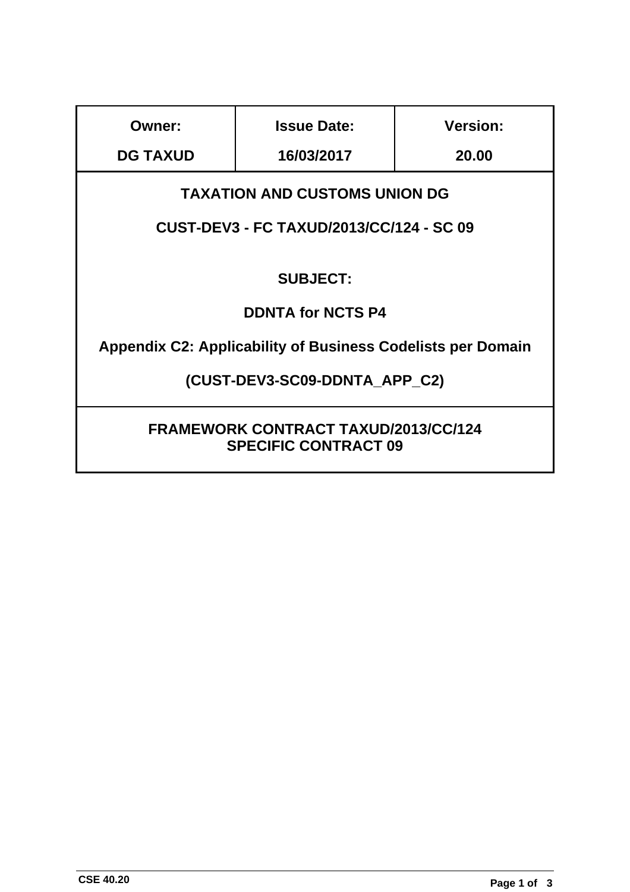| Owner: | Issue Date: | Version: |
|---|---|---|
| DG TAXUD | 16/03/2017 | 20.00 |

**TAXATION AND CUSTOMS UNION DG**

**CUST-DEV3 - FC TAXUD/2013/CC/124 - SC 09**

**SUBJECT:**

**DDNTA for NCTS P4**

**Appendix C2: Applicability of Business Codelists per Domain**

**(CUST-DEV3-SC09-DDNTA_APP_C2)**

**FRAMEWORK CONTRACT TAXUD/2013/CC/124**
**SPECIFIC CONTRACT 09**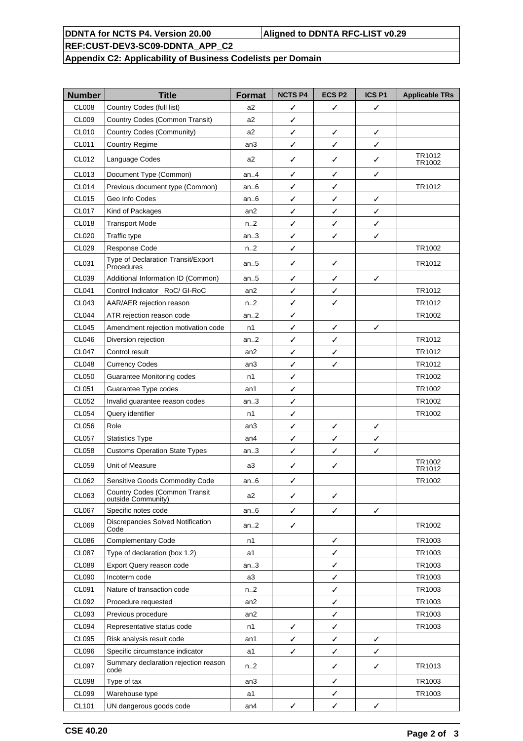| Number | Title | Format | NCTS P4 | ECS P2 | ICS P1 | Applicable TRs |
|---|---|---|---|---|---|---|
| CL008 | Country Codes (full list) | a2 | ✓ | ✓ | ✓ | |
| CL009 | Country Codes (Common Transit) | a2 | ✓ | | | |
| CL010 | Country Codes (Community) | a2 | ✓ | ✓ | ✓ | |
| CL011 | Country Regime | an3 | ✓ | ✓ | ✓ | |
| CL012 | Language Codes | a2 | ✓ | ✓ | ✓ | TR1012 TR1002 |
| CL013 | Document Type (Common) | an..4 | ✓ | ✓ | ✓ | |
| CL014 | Previous document type (Common) | an..6 | ✓ | ✓ | | TR1012 |
| CL015 | Geo Info Codes | an..6 | ✓ | ✓ | ✓ | |
| CL017 | Kind of Packages | an2 | ✓ | ✓ | ✓ | |
| CL018 | Transport Mode | n..2 | ✓ | ✓ | ✓ | |
| CL020 | Traffic type | an..3 | ✓ | ✓ | ✓ | |
| CL029 | Response Code | n..2 | ✓ | | | TR1002 |
| CL031 | Type of Declaration Transit/Export Procedures | an..5 | ✓ | ✓ | | TR1012 |
| CL039 | Additional Information ID (Common) | an..5 | ✓ | ✓ | ✓ | |
| CL041 | Control Indicator RoC/ GI-RoC | an2 | ✓ | ✓ | | TR1012 |
| CL043 | AAR/AER rejection reason | n..2 | ✓ | ✓ | | TR1012 |
| CL044 | ATR rejection reason code | an..2 | ✓ | | | TR1002 |
| CL045 | Amendment rejection motivation code | n1 | ✓ | ✓ | ✓ | |
| CL046 | Diversion rejection | an..2 | ✓ | ✓ | | TR1012 |
| CL047 | Control result | an2 | ✓ | ✓ | | TR1012 |
| CL048 | Currency Codes | an3 | ✓ | ✓ | | TR1012 |
| CL050 | Guarantee Monitoring codes | n1 | ✓ | | | TR1002 |
| CL051 | Guarantee Type codes | an1 | ✓ | | | TR1002 |
| CL052 | Invalid guarantee reason codes | an..3 | ✓ | | | TR1002 |
| CL054 | Query identifier | n1 | ✓ | | | TR1002 |
| CL056 | Role | an3 | ✓ | ✓ | ✓ | |
| CL057 | Statistics Type | an4 | ✓ | ✓ | ✓ | |
| CL058 | Customs Operation State Types | an..3 | ✓ | ✓ | ✓ | |
| CL059 | Unit of Measure | a3 | ✓ | ✓ | | TR1002 TR1012 |
| CL062 | Sensitive Goods Commodity Code | an..6 | ✓ | | | TR1002 |
| CL063 | Country Codes (Common Transit outside Community) | a2 | ✓ | ✓ | | |
| CL067 | Specific notes code | an..6 | ✓ | ✓ | ✓ | |
| CL069 | Discrepancies Solved Notification Code | an..2 | ✓ | | | TR1002 |
| CL086 | Complementary Code | n1 | | ✓ | | TR1003 |
| CL087 | Type of declaration (box 1.2) | a1 | | ✓ | | TR1003 |
| CL089 | Export Query reason code | an..3 | | ✓ | | TR1003 |
| CL090 | Incoterm code | a3 | | ✓ | | TR1003 |
| CL091 | Nature of transaction code | n..2 | | ✓ | | TR1003 |
| CL092 | Procedure requested | an2 | | ✓ | | TR1003 |
| CL093 | Previous procedure | an2 | | ✓ | | TR1003 |
| CL094 | Representative status code | n1 | ✓ | ✓ | | TR1003 |
| CL095 | Risk analysis result code | an1 | ✓ | ✓ | ✓ | |
| CL096 | Specific circumstance indicator | a1 | ✓ | ✓ | ✓ | |
| CL097 | Summary declaration rejection reason code | n..2 | | ✓ | ✓ | TR1013 |
| CL098 | Type of tax | an3 | | ✓ | | TR1003 |
| CL099 | Warehouse type | a1 | | ✓ | | TR1003 |
| CL101 | UN dangerous goods code | an4 | ✓ | ✓ | ✓ | |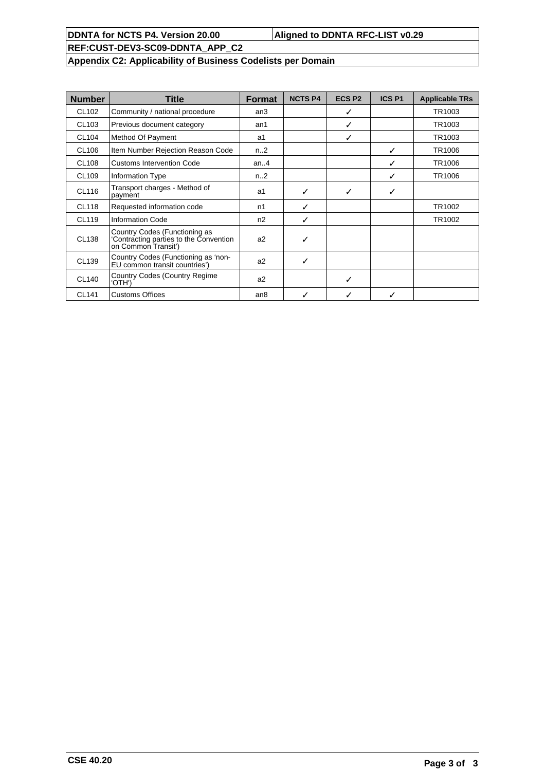| Number | Title | Format | NCTS P4 | ECS P2 | ICS P1 | Applicable TRs |
|---|---|---|---|---|---|---|
| CL102 | Community / national procedure | an3 | | ✓ | | TR1003 |
| CL103 | Previous document category | an1 | | ✓ | | TR1003 |
| CL104 | Method Of Payment | a1 | | ✓ | | TR1003 |
| CL106 | Item Number Rejection Reason Code | n..2 | | | ✓ | TR1006 |
| CL108 | Customs Intervention Code | an..4 | | | ✓ | TR1006 |
| CL109 | Information Type | n..2 | | | ✓ | TR1006 |
| CL116 | Transport charges - Method of payment | a1 | ✓ | ✓ | ✓ | |
| CL118 | Requested information code | n1 | ✓ | | | TR1002 |
| CL119 | Information Code | n2 | ✓ | | | TR1002 |
| CL138 | Country Codes (Functioning as 'Contracting parties to the Convention on Common Transit') | a2 | ✓ | | | |
| CL139 | Country Codes (Functioning as 'non-EU common transit countries') | a2 | ✓ | | | |
| CL140 | Country Codes (Country Regime 'OTH') | a2 | | ✓ | | |
| CL141 | Customs Offices | an8 | ✓ | ✓ | ✓ | |